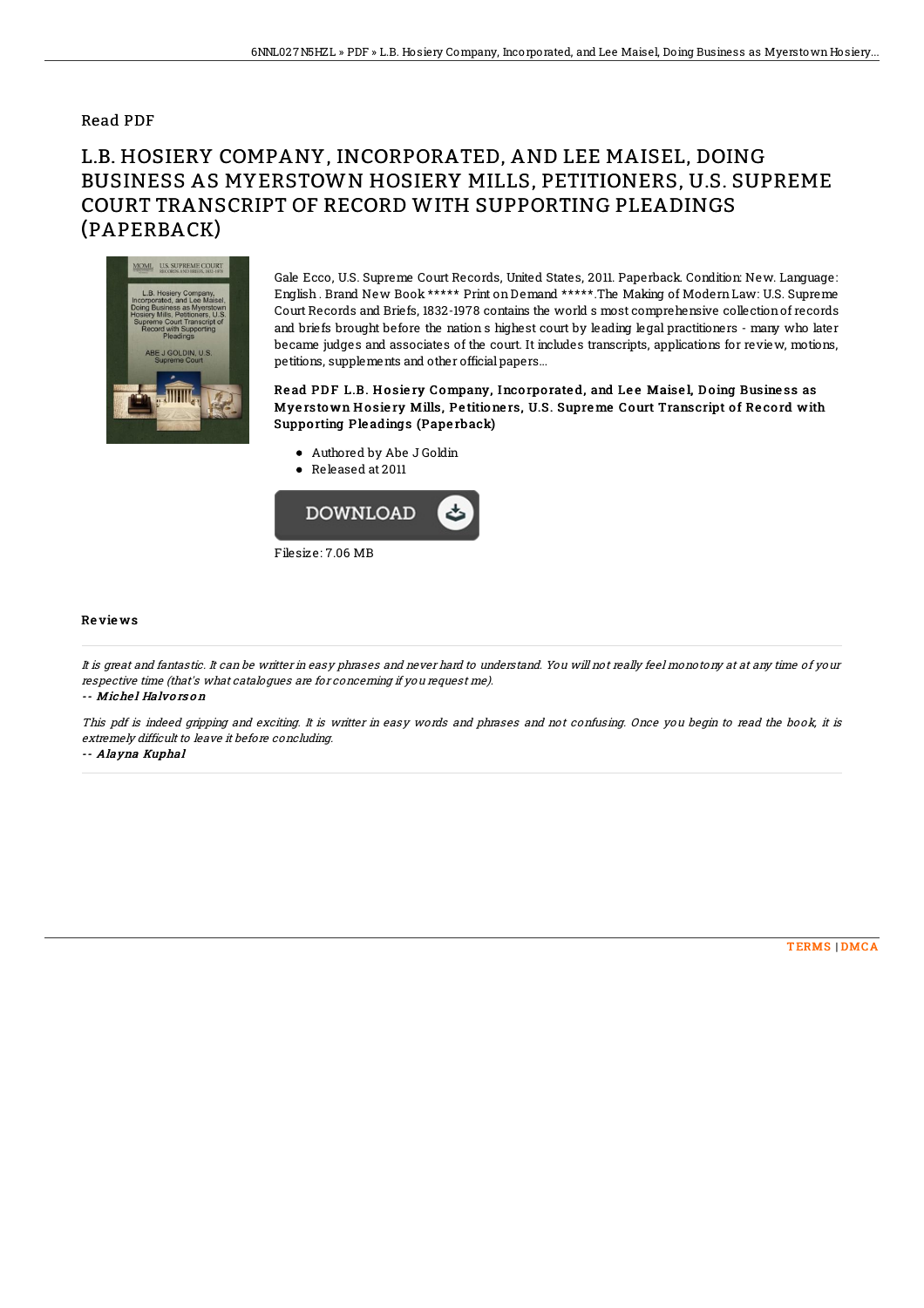Read PDF

# L.B. HOSIERY COMPANY, INCORPORATED, AND LEE MAISEL, DOING BUSINESS AS MYERSTOWN HOSIERY MILLS, PETITIONERS, U.S. SUPREME COURT TRANSCRIPT OF RECORD WITH SUPPORTING PLEADINGS (PAPERBACK)

Gale Ecco, U.S. Supreme Court Records, United States, 2011. Paperback. Condition: New. Language: English . Brand New Book ***** Print on Demand *****.The Making of Modern Law: U.S. Supreme Court Records and Briefs, 1832-1978 contains the world s most comprehensive collection of records and briefs brought before the nation s highest court by leading legal practitioners - many who later became judges and associates of the court. It includes transcripts, applications for review, motions, petitions, supplements and other official papers...

**Read PDF L.B. Hosiery Company, Incorporated, and Lee Maisel, Doing Business as Myerstown Hosiery Mills, Petitioners, U.S. Supreme Court Transcript of Record with Supporting Pleadings (Paperback)**

- Authored by Abe J Goldin
- Released at 2011

DOWNLOAD

Filesize: 7.06 MB

## Reviews

*It is great and fantastic. It can be writter in easy phrases and never hard to understand. You will not really feel monotony at at any time of your respective time (that's what catalogues are for concerning if you request me).*

-- **Michel Halvorson**

*This pdf is indeed gripping and exciting. It is writter in easy words and phrases and not confusing. Once you begin to read the book, it is extremely difficult to leave it before concluding.*

-- **Alayna Kuphal**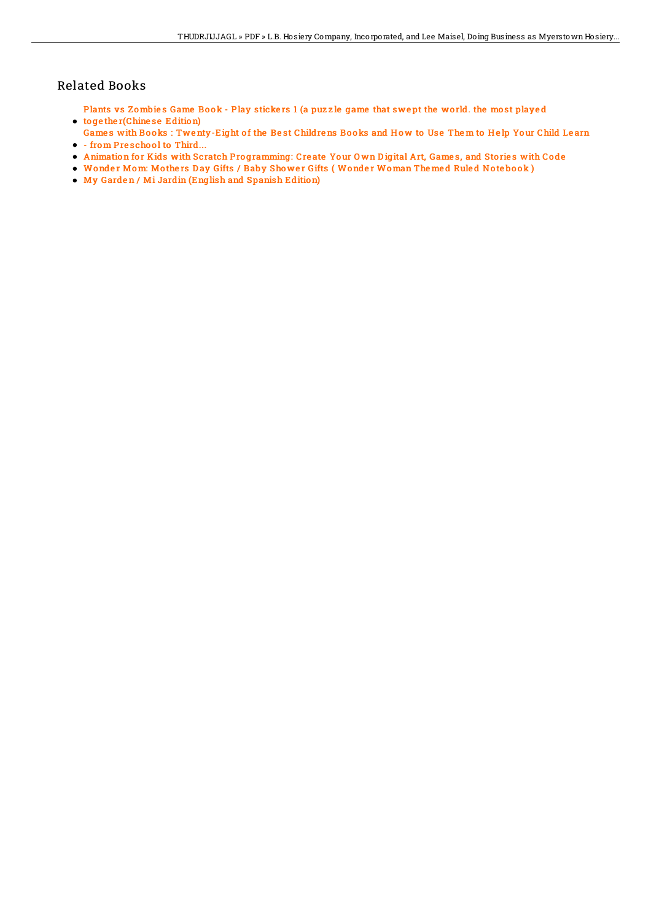## Related Books

- Plants vs Zombies Game Book - Play stickers 1 (a puzzle game that swept the world. the most played together(Chinese Edition)
- Games with Books : Twenty-Eight of the Best Childrens Books and How to Use Them to Help Your Child Learn - from Preschool to Third...
- Animation for Kids with Scratch Programming: Create Your Own Digital Art, Games, and Stories with Code
- Wonder Mom: Mothers Day Gifts / Baby Shower Gifts ( Wonder Woman Themed Ruled Notebook )
- My Garden / Mi Jardin (English and Spanish Edition)